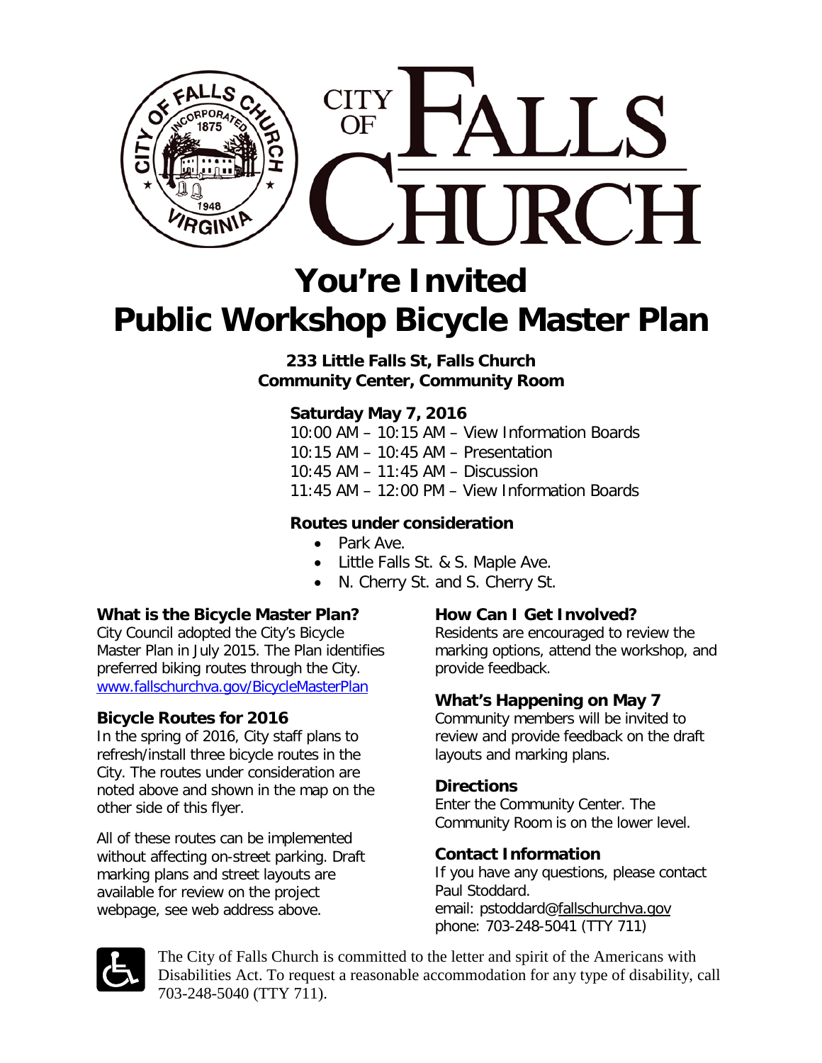# You're Invited
# Public Workshop Bicycle Master Plan

**233 Little Falls St, Falls Church**
**Community Center, Community Room**

**Saturday May 7, 2016**

10:00 AM – 10:15 AM – View Information Boards
10:15 AM – 10:45 AM – Presentation
10:45 AM – 11:45 AM – Discussion
11:45 AM – 12:00 PM – View Information Boards

**Routes under consideration**

- Park Ave.
- Little Falls St. & S. Maple Ave.
- N. Cherry St. and S. Cherry St.

### What is the Bicycle Master Plan?

City Council adopted the City's Bicycle Master Plan in July 2015. The Plan identifies preferred biking routes through the City.
www.fallschurchva.gov/BicycleMasterPlan

### Bicycle Routes for 2016

In the spring of 2016, City staff plans to refresh/install three bicycle routes in the City. The routes under consideration are noted above and shown in the map on the other side of this flyer.

All of these routes can be implemented without affecting on-street parking. Draft marking plans and street layouts are available for review on the project webpage, see web address above.

### How Can I Get Involved?

Residents are encouraged to review the marking options, attend the workshop, and provide feedback.

### What's Happening on May 7

Community members will be invited to review and provide feedback on the draft layouts and marking plans.

### Directions

Enter the Community Center. The Community Room is on the lower level.

### Contact Information

If you have any questions, please contact Paul Stoddard.
email: pstoddard@fallschurchva.gov
phone: 703-248-5041 (TTY 711)

The City of Falls Church is committed to the letter and spirit of the Americans with Disabilities Act. To request a reasonable accommodation for any type of disability, call 703-248-5040 (TTY 711).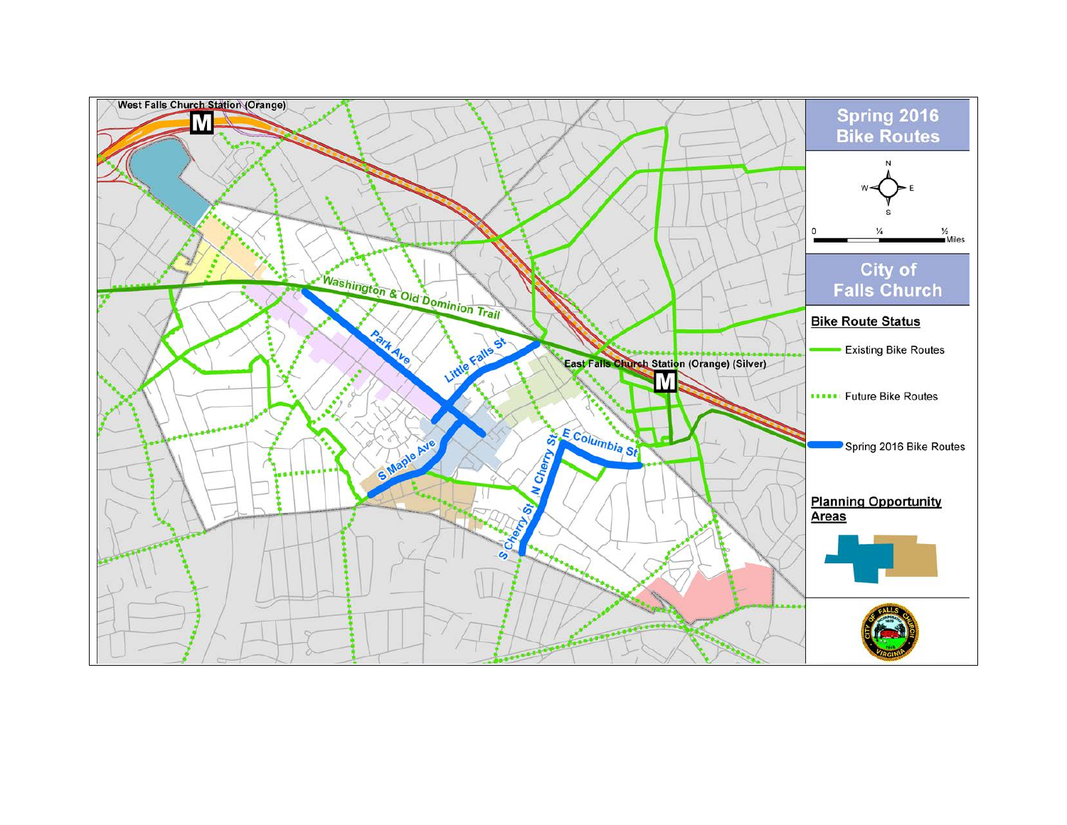Spring 2016 Bike Routes

City of Falls Church

**Bike Route Status**

Existing Bike Routes

Future Bike Routes

Spring 2016 Bike Routes

**Planning Opportunity Areas**

0 ¼ ½ Miles

West Falls Church Station (Orange)

East Falls Church Station (Orange) (Silver)

Washington & Old Dominion Trail

Park Ave

Little Falls St

S Maple Ave

E Columbia St

N Cherry St

S Cherry St